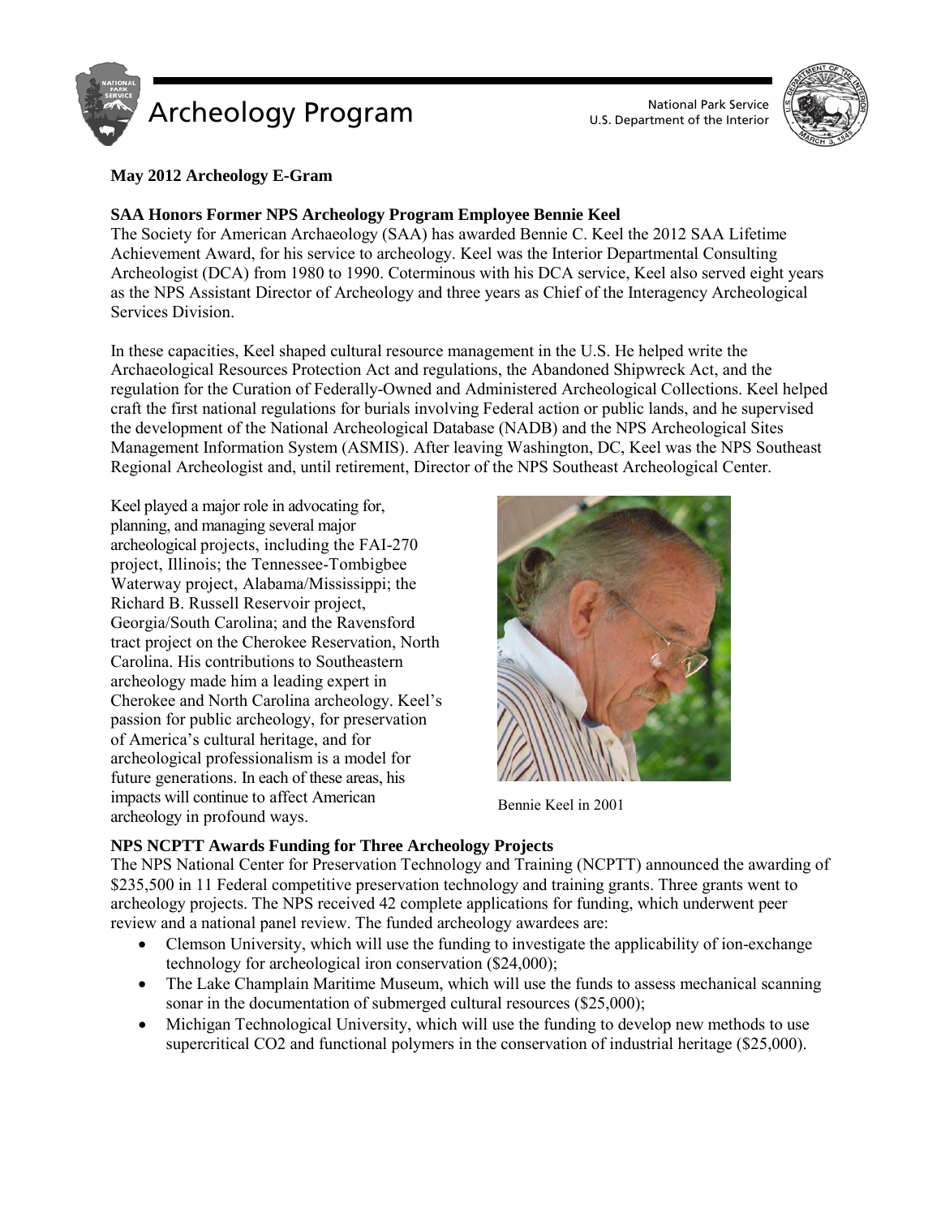# Archeology Program

National Park Service
U.S. Department of the Interior

**May 2012 Archeology E-Gram**

## SAA Honors Former NPS Archeology Program Employee Bennie Keel

The Society for American Archaeology (SAA) has awarded Bennie C. Keel the 2012 SAA Lifetime Achievement Award, for his service to archeology. Keel was the Interior Departmental Consulting Archeologist (DCA) from 1980 to 1990. Coterminous with his DCA service, Keel also served eight years as the NPS Assistant Director of Archeology and three years as Chief of the Interagency Archeological Services Division.

In these capacities, Keel shaped cultural resource management in the U.S. He helped write the Archaeological Resources Protection Act and regulations, the Abandoned Shipwreck Act, and the regulation for the Curation of Federally-Owned and Administered Archeological Collections. Keel helped craft the first national regulations for burials involving Federal action or public lands, and he supervised the development of the National Archeological Database (NADB) and the NPS Archeological Sites Management Information System (ASMIS). After leaving Washington, DC, Keel was the NPS Southeast Regional Archeologist and, until retirement, Director of the NPS Southeast Archeological Center.

Keel played a major role in advocating for, planning, and managing several major archeological projects, including the FAI-270 project, Illinois; the Tennessee-Tombigbee Waterway project, Alabama/Mississippi; the Richard B. Russell Reservoir project, Georgia/South Carolina; and the Ravensford tract project on the Cherokee Reservation, North Carolina. His contributions to Southeastern archeology made him a leading expert in Cherokee and North Carolina archeology. Keel's passion for public archeology, for preservation of America's cultural heritage, and for archeological professionalism is a model for future generations. In each of these areas, his impacts will continue to affect American archeology in profound ways.

Bennie Keel in 2001

## NPS NCPTT Awards Funding for Three Archeology Projects

The NPS National Center for Preservation Technology and Training (NCPTT) announced the awarding of \$235,500 in 11 Federal competitive preservation technology and training grants. Three grants went to archeology projects. The NPS received 42 complete applications for funding, which underwent peer review and a national panel review. The funded archeology awardees are:

- Clemson University, which will use the funding to investigate the applicability of ion-exchange technology for archeological iron conservation (\$24,000);
- The Lake Champlain Maritime Museum, which will use the funds to assess mechanical scanning sonar in the documentation of submerged cultural resources (\$25,000);
- Michigan Technological University, which will use the funding to develop new methods to use supercritical $CO_2$ and functional polymers in the conservation of industrial heritage (\$25,000).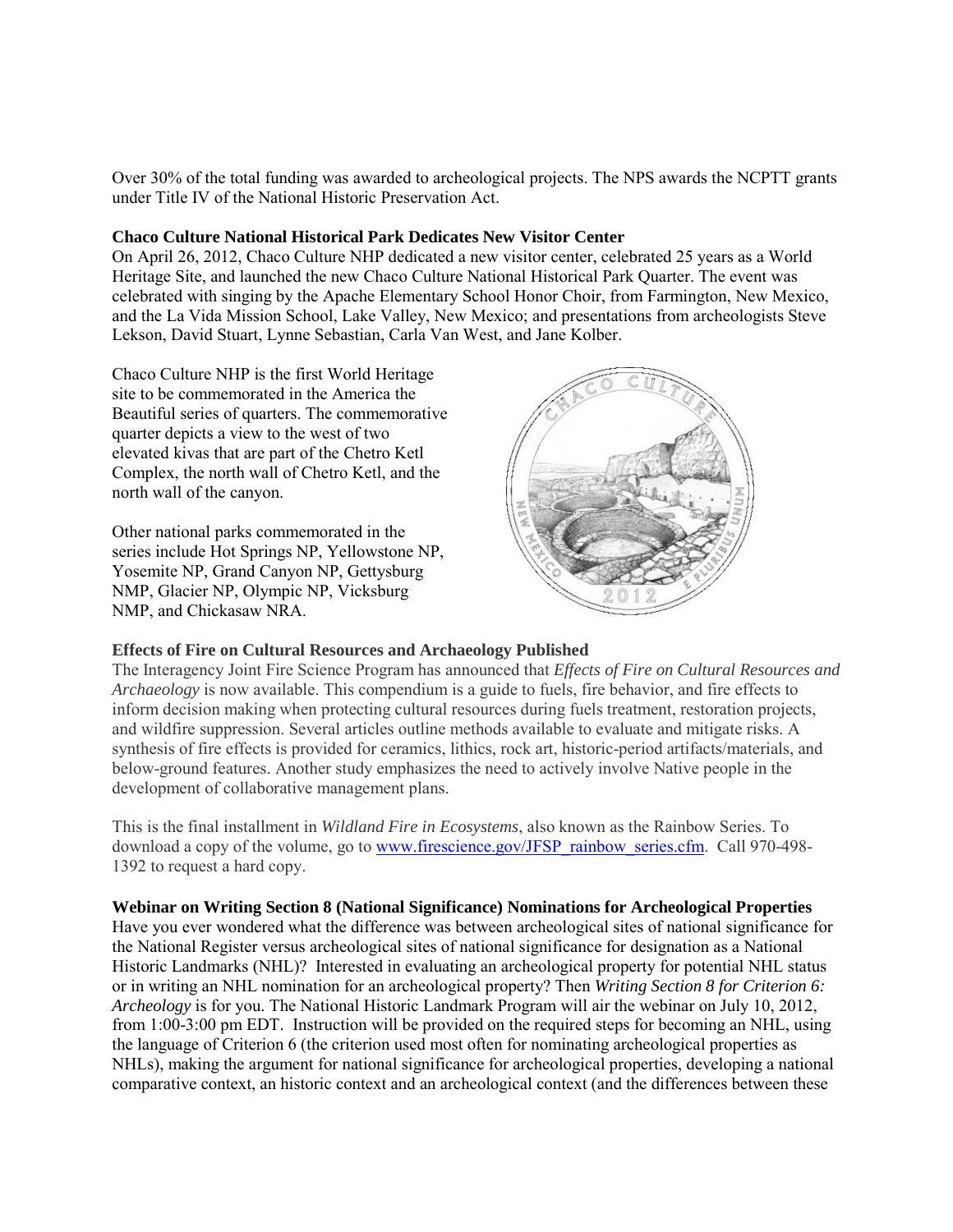Over 30% of the total funding was awarded to archeological projects. The NPS awards the NCPTT grants under Title IV of the National Historic Preservation Act.

**Chaco Culture National Historical Park Dedicates New Visitor Center**

On April 26, 2012, Chaco Culture NHP dedicated a new visitor center, celebrated 25 years as a World Heritage Site, and launched the new Chaco Culture National Historical Park Quarter. The event was celebrated with singing by the Apache Elementary School Honor Choir, from Farmington, New Mexico, and the La Vida Mission School, Lake Valley, New Mexico; and presentations from archeologists Steve Lekson, David Stuart, Lynne Sebastian, Carla Van West, and Jane Kolber.

Chaco Culture NHP is the first World Heritage site to be commemorated in the America the Beautiful series of quarters. The commemorative quarter depicts a view to the west of two elevated kivas that are part of the Chetro Ketl Complex, the north wall of Chetro Ketl, and the north wall of the canyon.

Other national parks commemorated in the series include Hot Springs NP, Yellowstone NP, Yosemite NP, Grand Canyon NP, Gettysburg NMP, Glacier NP, Olympic NP, Vicksburg NMP, and Chickasaw NRA.

**Effects of Fire on Cultural Resources and Archaeology Published**

The Interagency Joint Fire Science Program has announced that *Effects of Fire on Cultural Resources and Archaeology* is now available. This compendium is a guide to fuels, fire behavior, and fire effects to inform decision making when protecting cultural resources during fuels treatment, restoration projects, and wildfire suppression. Several articles outline methods available to evaluate and mitigate risks. A synthesis of fire effects is provided for ceramics, lithics, rock art, historic-period artifacts/materials, and below-ground features. Another study emphasizes the need to actively involve Native people in the development of collaborative management plans.

This is the final installment in *Wildland Fire in Ecosystems*, also known as the Rainbow Series. To download a copy of the volume, go to [www.firescience.gov/JFSP_rainbow_series.cfm](www.firescience.gov/JFSP_rainbow_series.cfm). Call 970-498-1392 to request a hard copy.

**Webinar on Writing Section 8 (National Significance) Nominations for Archeological Properties**

Have you ever wondered what the difference was between archeological sites of national significance for the National Register versus archeological sites of national significance for designation as a National Historic Landmarks (NHL)? Interested in evaluating an archeological property for potential NHL status or in writing an NHL nomination for an archeological property? Then *Writing Section 8 for Criterion 6: Archeology* is for you. The National Historic Landmark Program will air the webinar on July 10, 2012, from 1:00-3:00 pm EDT. Instruction will be provided on the required steps for becoming an NHL, using the language of Criterion 6 (the criterion used most often for nominating archeological properties as NHLs), making the argument for national significance for archeological properties, developing a national comparative context, an historic context and an archeological context (and the differences between these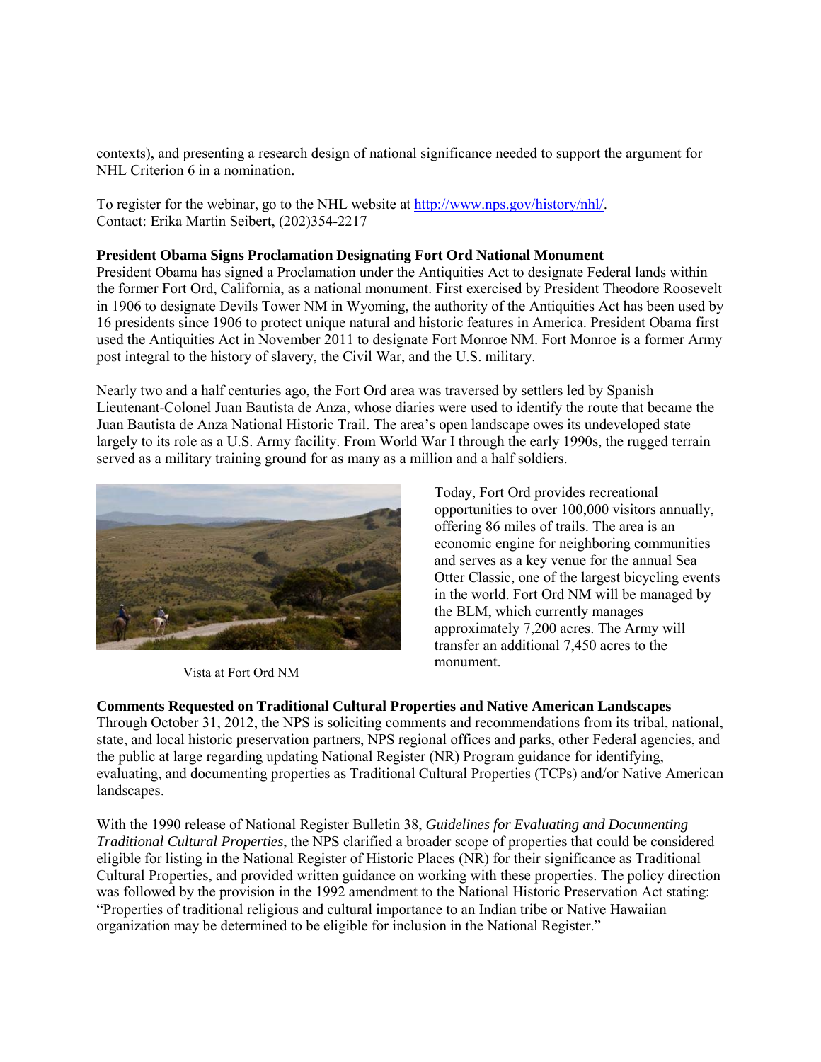contexts), and presenting a research design of national significance needed to support the argument for NHL Criterion 6 in a nomination.

To register for the webinar, go to the NHL website at [http://www.nps.gov/history/nhl/](http://www.nps.gov/history/nhl/).
Contact: Erika Martin Seibert, (202)354-2217

**President Obama Signs Proclamation Designating Fort Ord National Monument**
President Obama has signed a Proclamation under the Antiquities Act to designate Federal lands within the former Fort Ord, California, as a national monument. First exercised by President Theodore Roosevelt in 1906 to designate Devils Tower NM in Wyoming, the authority of the Antiquities Act has been used by 16 presidents since 1906 to protect unique natural and historic features in America. President Obama first used the Antiquities Act in November 2011 to designate Fort Monroe NM. Fort Monroe is a former Army post integral to the history of slavery, the Civil War, and the U.S. military.

Nearly two and a half centuries ago, the Fort Ord area was traversed by settlers led by Spanish Lieutenant-Colonel Juan Bautista de Anza, whose diaries were used to identify the route that became the Juan Bautista de Anza National Historic Trail. The area's open landscape owes its undeveloped state largely to its role as a U.S. Army facility. From World War I through the early 1990s, the rugged terrain served as a military training ground for as many as a million and a half soldiers.

Vista at Fort Ord NM

Today, Fort Ord provides recreational opportunities to over 100,000 visitors annually, offering 86 miles of trails. The area is an economic engine for neighboring communities and serves as a key venue for the annual Sea Otter Classic, one of the largest bicycling events in the world. Fort Ord NM will be managed by the BLM, which currently manages approximately 7,200 acres. The Army will transfer an additional 7,450 acres to the monument.

**Comments Requested on Traditional Cultural Properties and Native American Landscapes**
Through October 31, 2012, the NPS is soliciting comments and recommendations from its tribal, national, state, and local historic preservation partners, NPS regional offices and parks, other Federal agencies, and the public at large regarding updating National Register (NR) Program guidance for identifying, evaluating, and documenting properties as Traditional Cultural Properties (TCPs) and/or Native American landscapes.

With the 1990 release of National Register Bulletin 38, *Guidelines for Evaluating and Documenting Traditional Cultural Properties*, the NPS clarified a broader scope of properties that could be considered eligible for listing in the National Register of Historic Places (NR) for their significance as Traditional Cultural Properties, and provided written guidance on working with these properties. The policy direction was followed by the provision in the 1992 amendment to the National Historic Preservation Act stating: "Properties of traditional religious and cultural importance to an Indian tribe or Native Hawaiian organization may be determined to be eligible for inclusion in the National Register."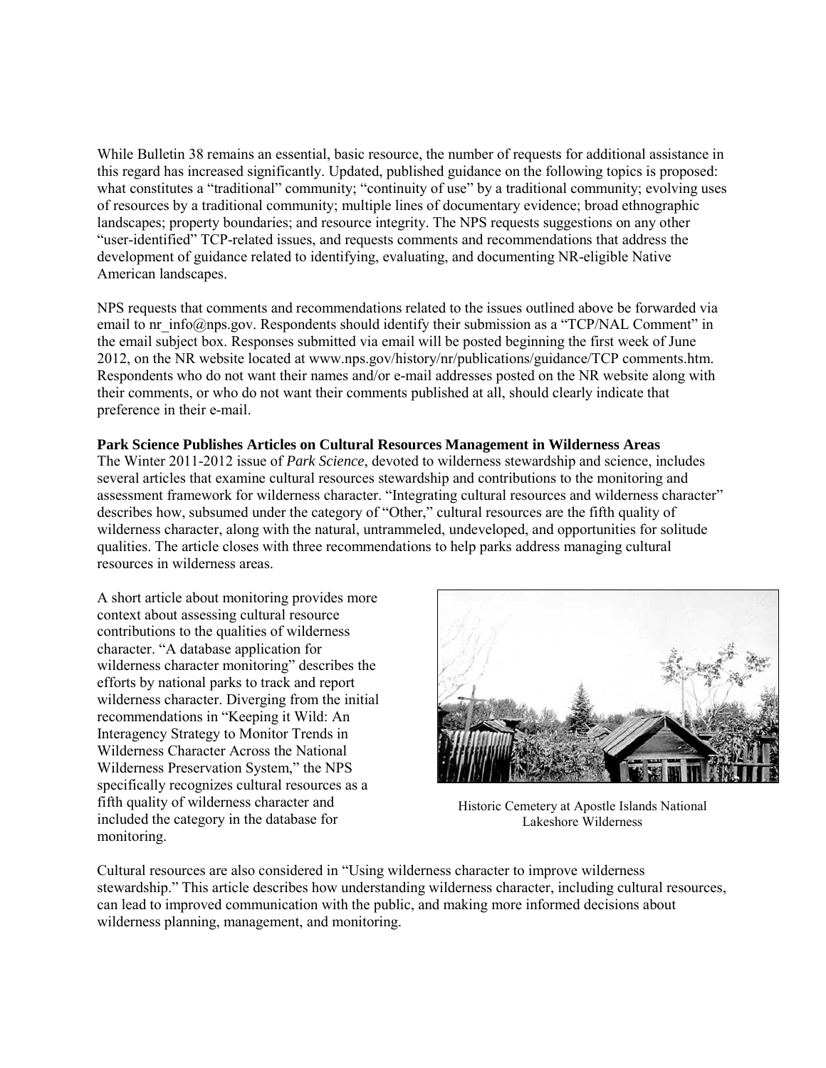While Bulletin 38 remains an essential, basic resource, the number of requests for additional assistance in this regard has increased significantly. Updated, published guidance on the following topics is proposed: what constitutes a "traditional" community; "continuity of use" by a traditional community; evolving uses of resources by a traditional community; multiple lines of documentary evidence; broad ethnographic landscapes; property boundaries; and resource integrity. The NPS requests suggestions on any other "user-identified" TCP-related issues, and requests comments and recommendations that address the development of guidance related to identifying, evaluating, and documenting NR-eligible Native American landscapes.

NPS requests that comments and recommendations related to the issues outlined above be forwarded via email to nr_info@nps.gov. Respondents should identify their submission as a "TCP/NAL Comment" in the email subject box. Responses submitted via email will be posted beginning the first week of June 2012, on the NR website located at www.nps.gov/history/nr/publications/guidance/TCP comments.htm. Respondents who do not want their names and/or e-mail addresses posted on the NR website along with their comments, or who do not want their comments published at all, should clearly indicate that preference in their e-mail.

**Park Science Publishes Articles on Cultural Resources Management in Wilderness Areas**

The Winter 2011-2012 issue of *Park Science*, devoted to wilderness stewardship and science, includes several articles that examine cultural resources stewardship and contributions to the monitoring and assessment framework for wilderness character. "Integrating cultural resources and wilderness character" describes how, subsumed under the category of "Other," cultural resources are the fifth quality of wilderness character, along with the natural, untrammeled, undeveloped, and opportunities for solitude qualities. The article closes with three recommendations to help parks address managing cultural resources in wilderness areas.

A short article about monitoring provides more context about assessing cultural resource contributions to the qualities of wilderness character. "A database application for wilderness character monitoring" describes the efforts by national parks to track and report wilderness character. Diverging from the initial recommendations in "Keeping it Wild: An Interagency Strategy to Monitor Trends in Wilderness Character Across the National Wilderness Preservation System," the NPS specifically recognizes cultural resources as a fifth quality of wilderness character and included the category in the database for monitoring.

Historic Cemetery at Apostle Islands National Lakeshore Wilderness

Cultural resources are also considered in "Using wilderness character to improve wilderness stewardship." This article describes how understanding wilderness character, including cultural resources, can lead to improved communication with the public, and making more informed decisions about wilderness planning, management, and monitoring.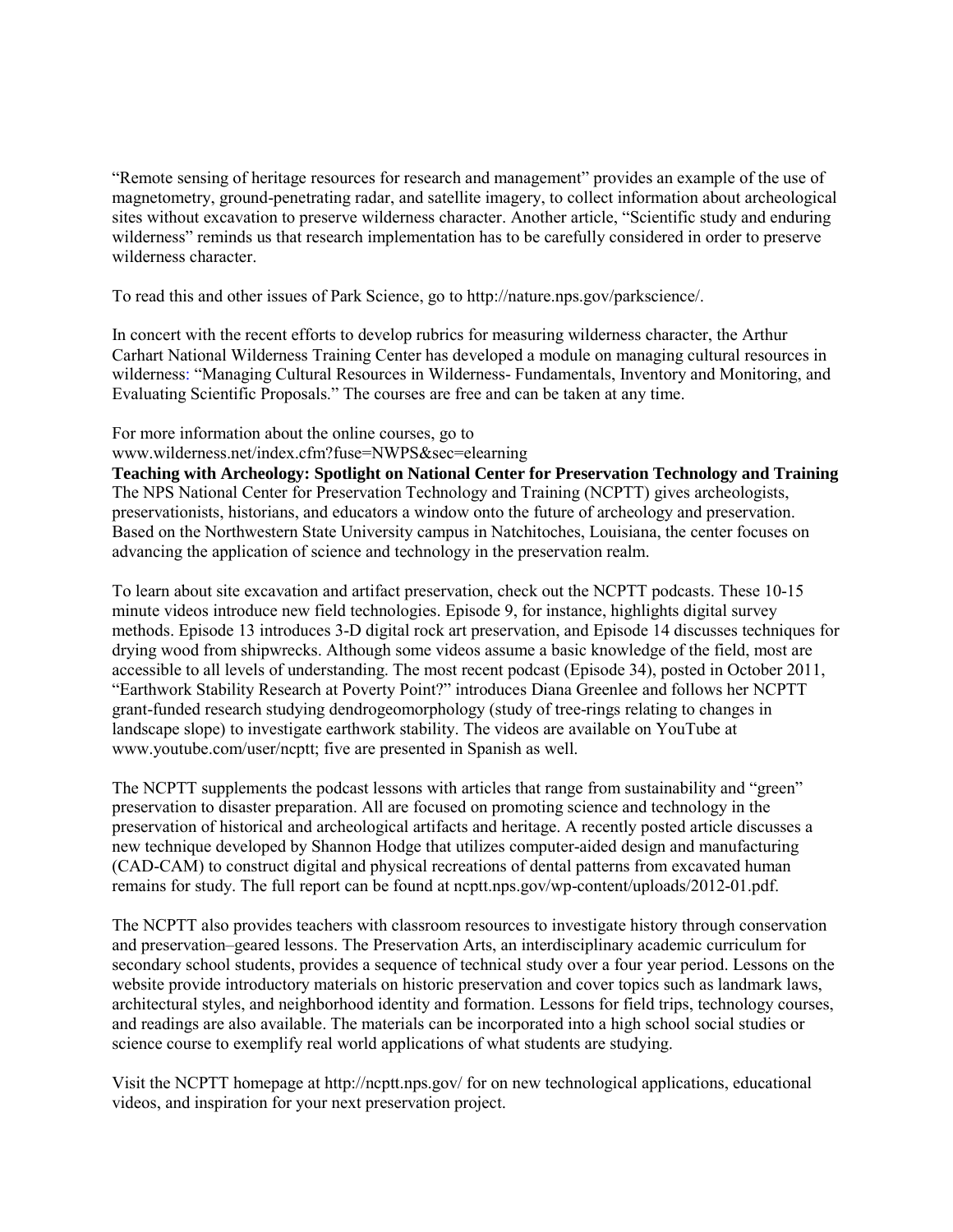“Remote sensing of heritage resources for research and management” provides an example of the use of magnetometry, ground-penetrating radar, and satellite imagery, to collect information about archeological sites without excavation to preserve wilderness character. Another article, “Scientific study and enduring wilderness” reminds us that research implementation has to be carefully considered in order to preserve wilderness character.

To read this and other issues of Park Science, go to http://nature.nps.gov/parkscience/.

In concert with the recent efforts to develop rubrics for measuring wilderness character, the Arthur Carhart National Wilderness Training Center has developed a module on managing cultural resources in wilderness: “Managing Cultural Resources in Wilderness- Fundamentals, Inventory and Monitoring, and Evaluating Scientific Proposals.” The courses are free and can be taken at any time.

For more information about the online courses, go to www.wilderness.net/index.cfm?fuse=NWPS&sec=elearning

**Teaching with Archeology: Spotlight on National Center for Preservation Technology and Training**

The NPS National Center for Preservation Technology and Training (NCPTT) gives archeologists, preservationists, historians, and educators a window onto the future of archeology and preservation. Based on the Northwestern State University campus in Natchitoches, Louisiana, the center focuses on advancing the application of science and technology in the preservation realm.

To learn about site excavation and artifact preservation, check out the NCPTT podcasts. These 10-15 minute videos introduce new field technologies. Episode 9, for instance, highlights digital survey methods. Episode 13 introduces 3-D digital rock art preservation, and Episode 14 discusses techniques for drying wood from shipwrecks. Although some videos assume a basic knowledge of the field, most are accessible to all levels of understanding. The most recent podcast (Episode 34), posted in October 2011, “Earthwork Stability Research at Poverty Point?” introduces Diana Greenlee and follows her NCPTT grant-funded research studying dendrogeomorphology (study of tree-rings relating to changes in landscape slope) to investigate earthwork stability. The videos are available on YouTube at www.youtube.com/user/ncptt; five are presented in Spanish as well.

The NCPTT supplements the podcast lessons with articles that range from sustainability and “green” preservation to disaster preparation. All are focused on promoting science and technology in the preservation of historical and archeological artifacts and heritage. A recently posted article discusses a new technique developed by Shannon Hodge that utilizes computer-aided design and manufacturing (CAD-CAM) to construct digital and physical recreations of dental patterns from excavated human remains for study. The full report can be found at ncptt.nps.gov/wp-content/uploads/2012-01.pdf.

The NCPTT also provides teachers with classroom resources to investigate history through conservation and preservation–geared lessons. The Preservation Arts, an interdisciplinary academic curriculum for secondary school students, provides a sequence of technical study over a four year period. Lessons on the website provide introductory materials on historic preservation and cover topics such as landmark laws, architectural styles, and neighborhood identity and formation. Lessons for field trips, technology courses, and readings are also available. The materials can be incorporated into a high school social studies or science course to exemplify real world applications of what students are studying.

Visit the NCPTT homepage at http://ncptt.nps.gov/ for on new technological applications, educational videos, and inspiration for your next preservation project.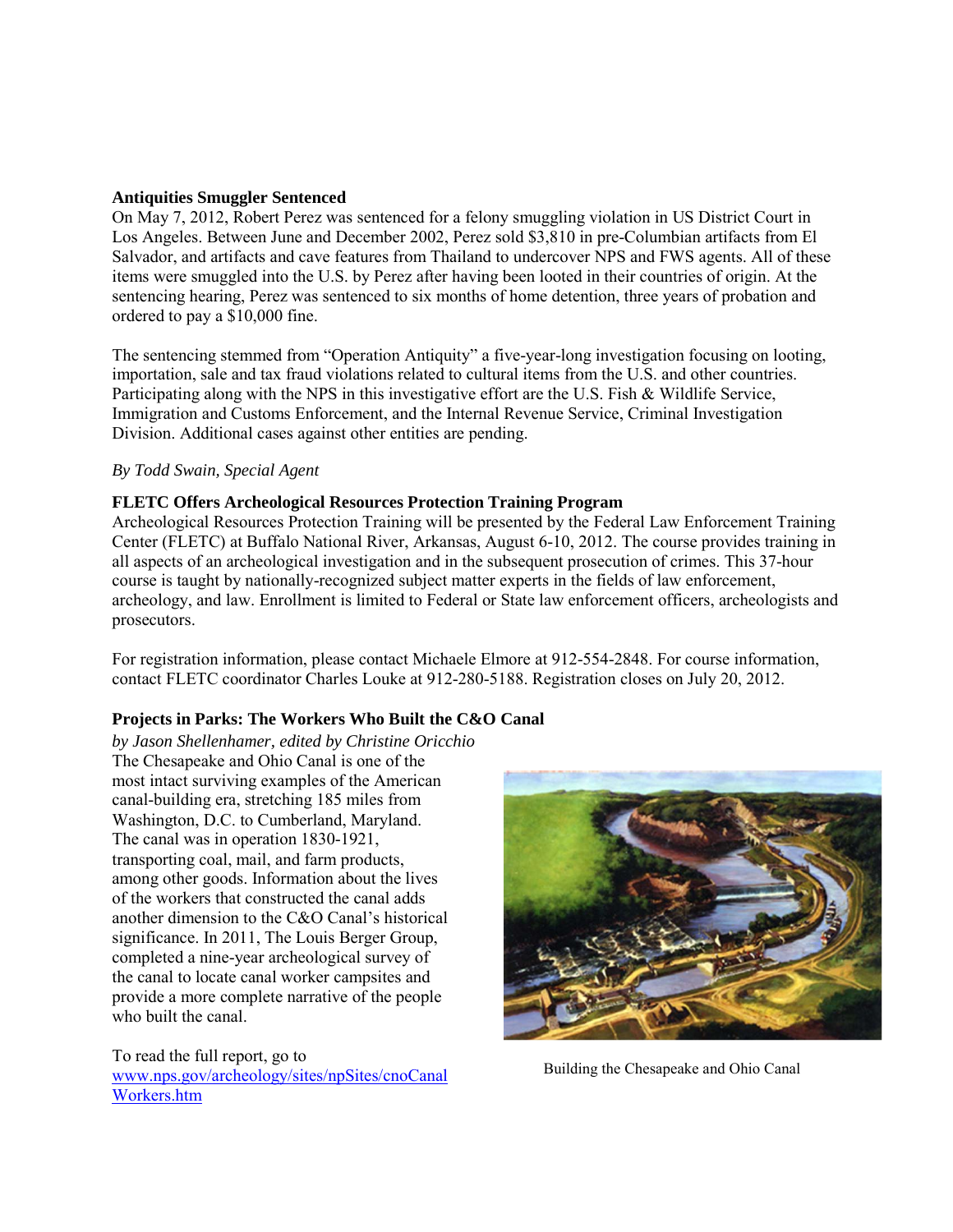**Antiquities Smuggler Sentenced**

On May 7, 2012, Robert Perez was sentenced for a felony smuggling violation in US District Court in Los Angeles. Between June and December 2002, Perez sold $3,810 in pre-Columbian artifacts from El Salvador, and artifacts and cave features from Thailand to undercover NPS and FWS agents. All of these items were smuggled into the U.S. by Perez after having been looted in their countries of origin. At the sentencing hearing, Perez was sentenced to six months of home detention, three years of probation and ordered to pay a $10,000 fine.

The sentencing stemmed from "Operation Antiquity" a five-year-long investigation focusing on looting, importation, sale and tax fraud violations related to cultural items from the U.S. and other countries. Participating along with the NPS in this investigative effort are the U.S. Fish & Wildlife Service, Immigration and Customs Enforcement, and the Internal Revenue Service, Criminal Investigation Division. Additional cases against other entities are pending.

*By Todd Swain, Special Agent*

**FLETC Offers Archeological Resources Protection Training Program**

Archeological Resources Protection Training will be presented by the Federal Law Enforcement Training Center (FLETC) at Buffalo National River, Arkansas, August 6-10, 2012. The course provides training in all aspects of an archeological investigation and in the subsequent prosecution of crimes. This 37-hour course is taught by nationally-recognized subject matter experts in the fields of law enforcement, archeology, and law. Enrollment is limited to Federal or State law enforcement officers, archeologists and prosecutors.

For registration information, please contact Michaele Elmore at 912-554-2848. For course information, contact FLETC coordinator Charles Louke at 912-280-5188. Registration closes on July 20, 2012.

**Projects in Parks: The Workers Who Built the C&O Canal**

*by Jason Shellenhamer, edited by Christine Oricchio*

The Chesapeake and Ohio Canal is one of the most intact surviving examples of the American canal-building era, stretching 185 miles from Washington, D.C. to Cumberland, Maryland. The canal was in operation 1830-1921, transporting coal, mail, and farm products, among other goods. Information about the lives of the workers that constructed the canal adds another dimension to the C&O Canal's historical significance. In 2011, The Louis Berger Group, completed a nine-year archeological survey of the canal to locate canal worker campsites and provide a more complete narrative of the people who built the canal.

Building the Chesapeake and Ohio Canal

To read the full report, go to [www.nps.gov/archeology/sites/npSites/cnoCanalWorkers.htm](www.nps.gov/archeology/sites/npSites/cnoCanalWorkers.htm)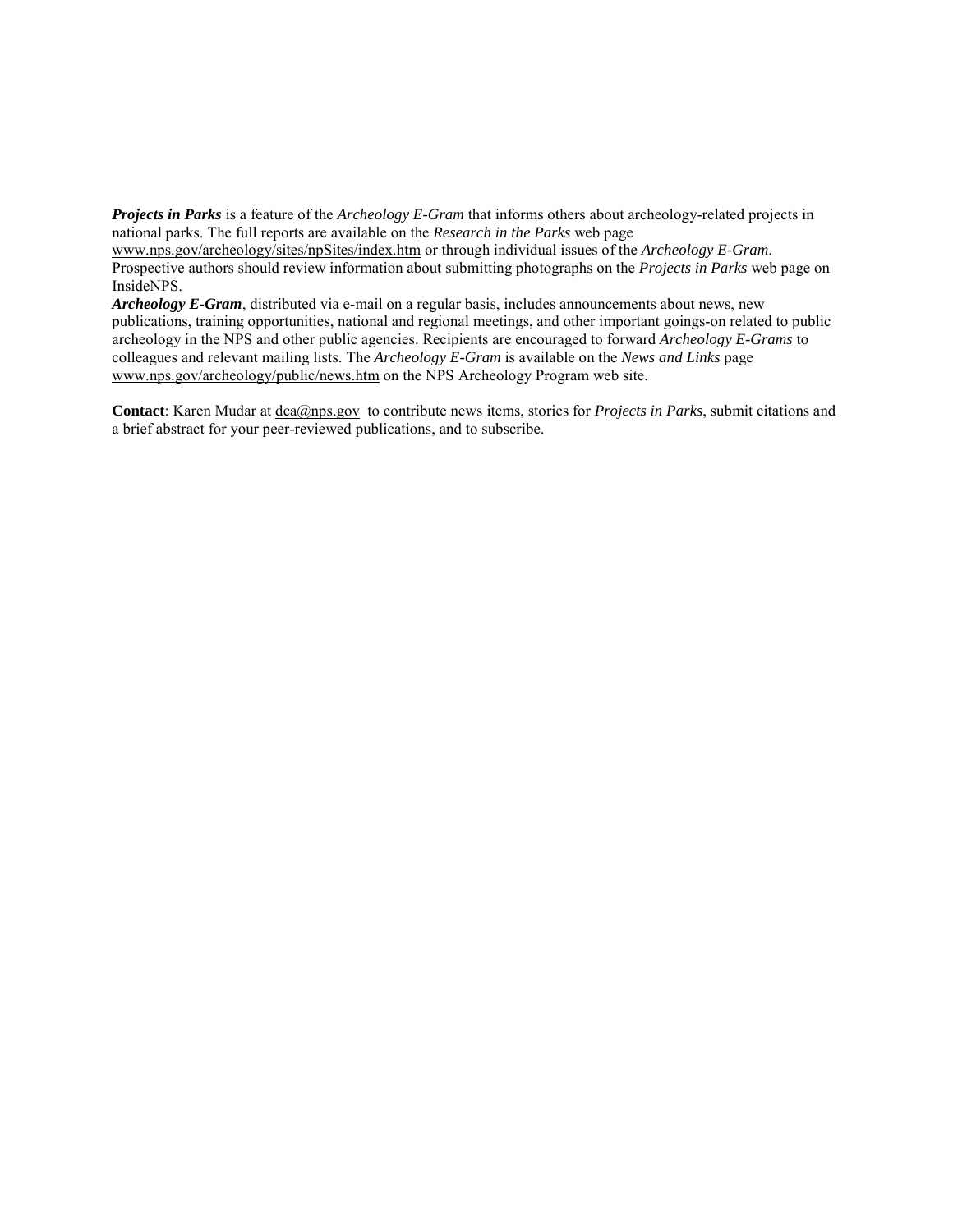***Projects in Parks*** is a feature of the *Archeology E-Gram* that informs others about archeology-related projects in national parks. The full reports are available on the *Research in the Parks* web page www.nps.gov/archeology/sites/npSites/index.htm or through individual issues of the *Archeology E-Gram*. Prospective authors should review information about submitting photographs on the *Projects in Parks* web page on InsideNPS.

***Archeology E-Gram***, distributed via e-mail on a regular basis, includes announcements about news, new publications, training opportunities, national and regional meetings, and other important goings-on related to public archeology in the NPS and other public agencies. Recipients are encouraged to forward *Archeology E-Grams* to colleagues and relevant mailing lists. The *Archeology E-Gram* is available on the *News and Links* page www.nps.gov/archeology/public/news.htm on the NPS Archeology Program web site.

**Contact**: Karen Mudar at dca@nps.gov to contribute news items, stories for *Projects in Parks*, submit citations and a brief abstract for your peer-reviewed publications, and to subscribe.